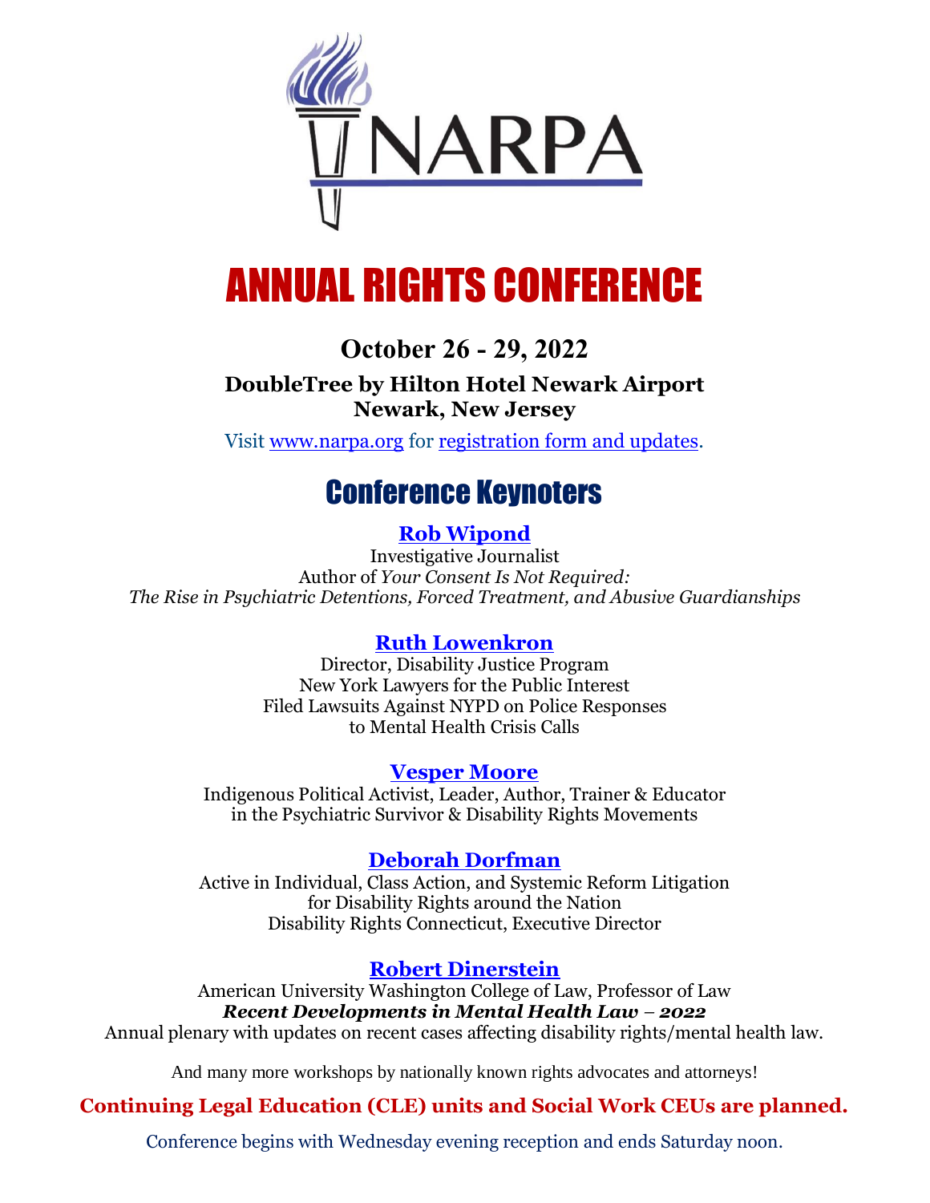NARPA

# ANNUAL RIGHTS CONFERENCE

### October 26 - 29, 2022

**DoubleTree by Hilton Hotel Newark Airport**
**Newark, New Jersey**

Visit [www.narpa.org](www.narpa.org) for [registration form and updates](www.narpa.org).

## Conference Keynoters

### [Rob Wipond]()

Investigative Journalist
Author of *Your Consent Is Not Required: The Rise in Psychiatric Detentions, Forced Treatment, and Abusive Guardianships*

### [Ruth Lowenkron]()

Director, Disability Justice Program
New York Lawyers for the Public Interest
Filed Lawsuits Against NYPD on Police Responses to Mental Health Crisis Calls

### [Vesper Moore]()

Indigenous Political Activist, Leader, Author, Trainer & Educator in the Psychiatric Survivor & Disability Rights Movements

### [Deborah Dorfman]()

Active in Individual, Class Action, and Systemic Reform Litigation for Disability Rights around the Nation
Disability Rights Connecticut, Executive Director

### [Robert Dinerstein]()

American University Washington College of Law, Professor of Law
***Recent Developments in Mental Health Law – 2022***
Annual plenary with updates on recent cases affecting disability rights/mental health law.

And many more workshops by nationally known rights advocates and attorneys!

**Continuing Legal Education (CLE) units and Social Work CEUs are planned.**

Conference begins with Wednesday evening reception and ends Saturday noon.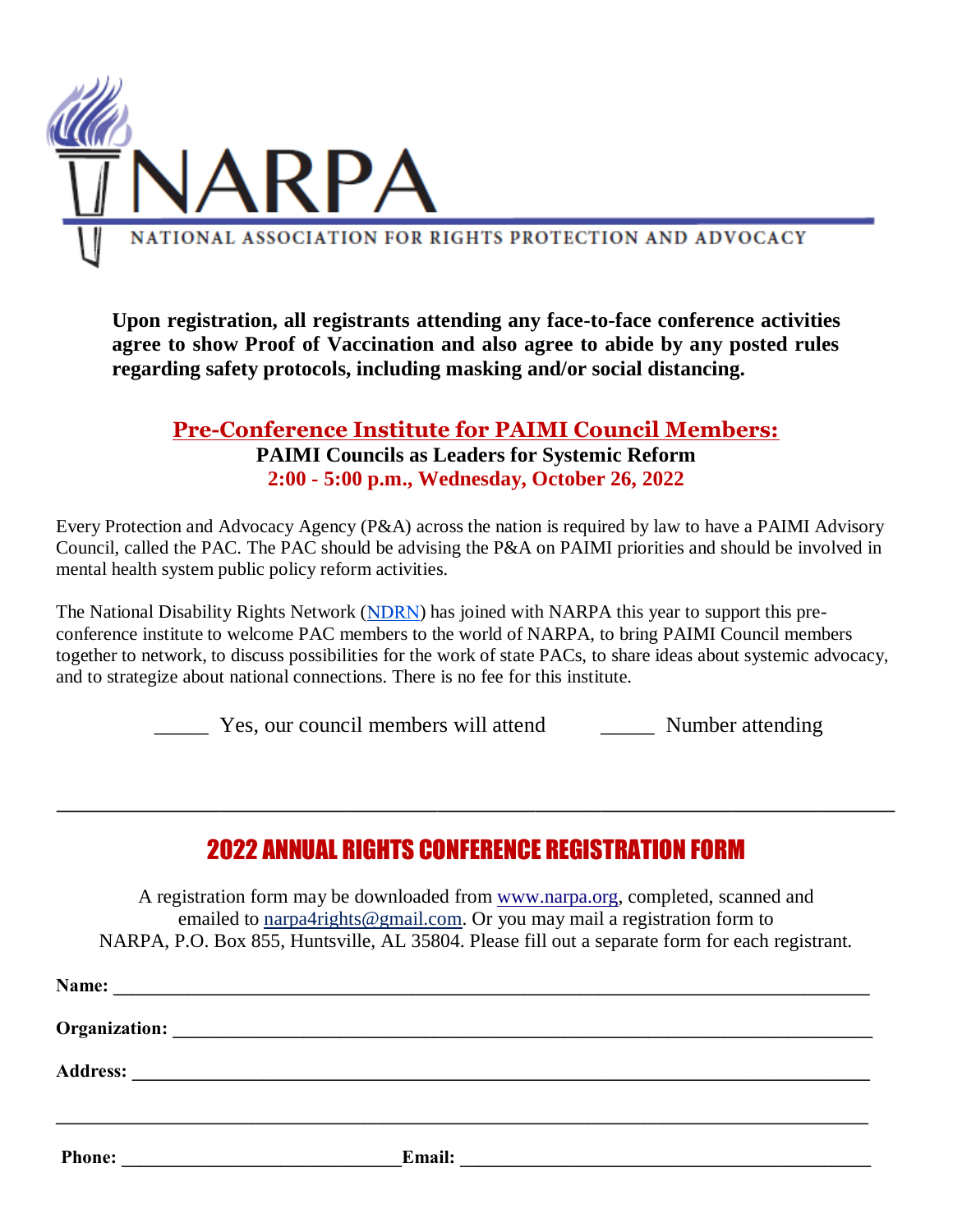# NARPA

NATIONAL ASSOCIATION FOR RIGHTS PROTECTION AND ADVOCACY

**Upon registration, all registrants attending any face-to-face conference activities agree to show Proof of Vaccination and also agree to abide by any posted rules regarding safety protocols, including masking and/or social distancing.**

## Pre-Conference Institute for PAIMI Council Members:

**PAIMI Councils as Leaders for Systemic Reform**

**2:00 - 5:00 p.m., Wednesday, October 26, 2022**

Every Protection and Advocacy Agency (P&A) across the nation is required by law to have a PAIMI Advisory Council, called the PAC. The PAC should be advising the P&A on PAIMI priorities and should be involved in mental health system public policy reform activities.

The National Disability Rights Network (NDRN) has joined with NARPA this year to support this pre-conference institute to welcome PAC members to the world of NARPA, to bring PAIMI Council members together to network, to discuss possibilities for the work of state PACs, to share ideas about systemic advocacy, and to strategize about national connections. There is no fee for this institute.

_____ Yes, our council members will attend _____ Number attending

---

## 2022 ANNUAL RIGHTS CONFERENCE REGISTRATION FORM

A registration form may be downloaded from www.narpa.org, completed, scanned and emailed to narpa4rights@gmail.com. Or you may mail a registration form to NARPA, P.O. Box 855, Huntsville, AL 35804. Please fill out a separate form for each registrant.

**Name:** ________________________________________________________________

**Organization:** ___________________________________________________________

**Address:** _______________________________________________________________

______________________________________________________________________

**Phone:** ______________________________ **Email:** ______________________________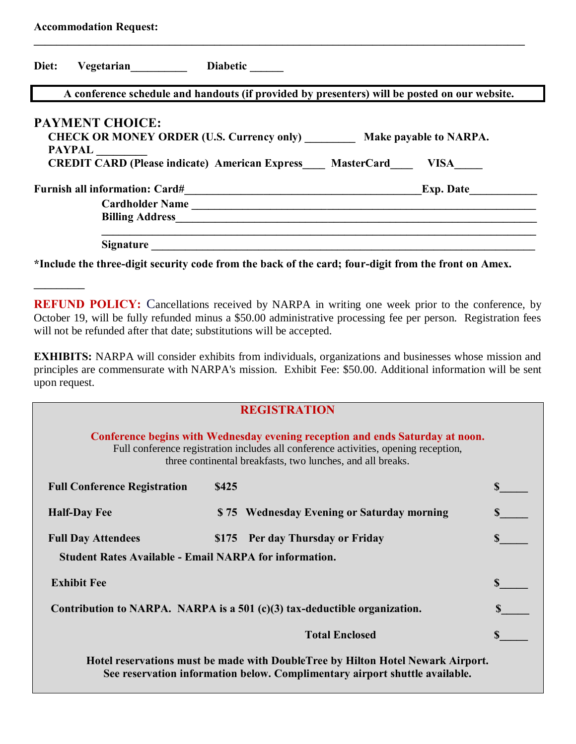**Accommodation Request:**

___________________________________________________________________________________

**Diet: Vegetarian__________ Diabetic ______**

**A conference schedule and handouts (if provided by presenters) will be posted on our website.**

## PAYMENT CHOICE:

**CHECK OR MONEY ORDER (U.S. Currency only) _________ Make payable to NARPA.**
**PAYPAL _________**
**CREDIT CARD (Please indicate) American Express____ MasterCard____ VISA_____**

**Furnish all information: Card#___________________________________________Exp. Date____________**

**Cardholder Name ___________________________________________________________________**

**Billing Address_____________________________________________________________________**

**___________________________________________________________________________________**

**Signature _________________________________________________________________________**

**\*Include the three-digit security code from the back of the card; four-digit from the front on Amex.**

**_________**

**REFUND POLICY:** Cancellations received by NARPA in writing one week prior to the conference, by October 19, will be fully refunded minus a $50.00 administrative processing fee per person. Registration fees will not be refunded after that date; substitutions will be accepted.

**EXHIBITS:** NARPA will consider exhibits from individuals, organizations and businesses whose mission and principles are commensurate with NARPA's mission. Exhibit Fee: $50.00. Additional information will be sent upon request.

## REGISTRATION

**Conference begins with Wednesday evening reception and ends Saturday at noon.**
Full conference registration includes all conference activities, opening reception, three continental breakfasts, two lunches, and all breaks.

| | | | |
|---|---|---|---|
| **Full Conference Registration** | **$425** | | **$_____** |
| **Half-Day Fee** | **$ 75** | **Wednesday Evening or Saturday morning** | **$_____** |
| **Full Day Attendees** | **$175** | **Per day Thursday or Friday** | **$_____** |

**Student Rates Available - Email NARPA for information.**

| | |
|---|---|
| **Exhibit Fee** | **$_____** |
| **Contribution to NARPA. NARPA is a 501 (c)(3) tax-deductible organization.** | **$_____** |
| **Total Enclosed** | **$_____** |

**Hotel reservations must be made with DoubleTree by Hilton Hotel Newark Airport.**
**See reservation information below. Complimentary airport shuttle available.**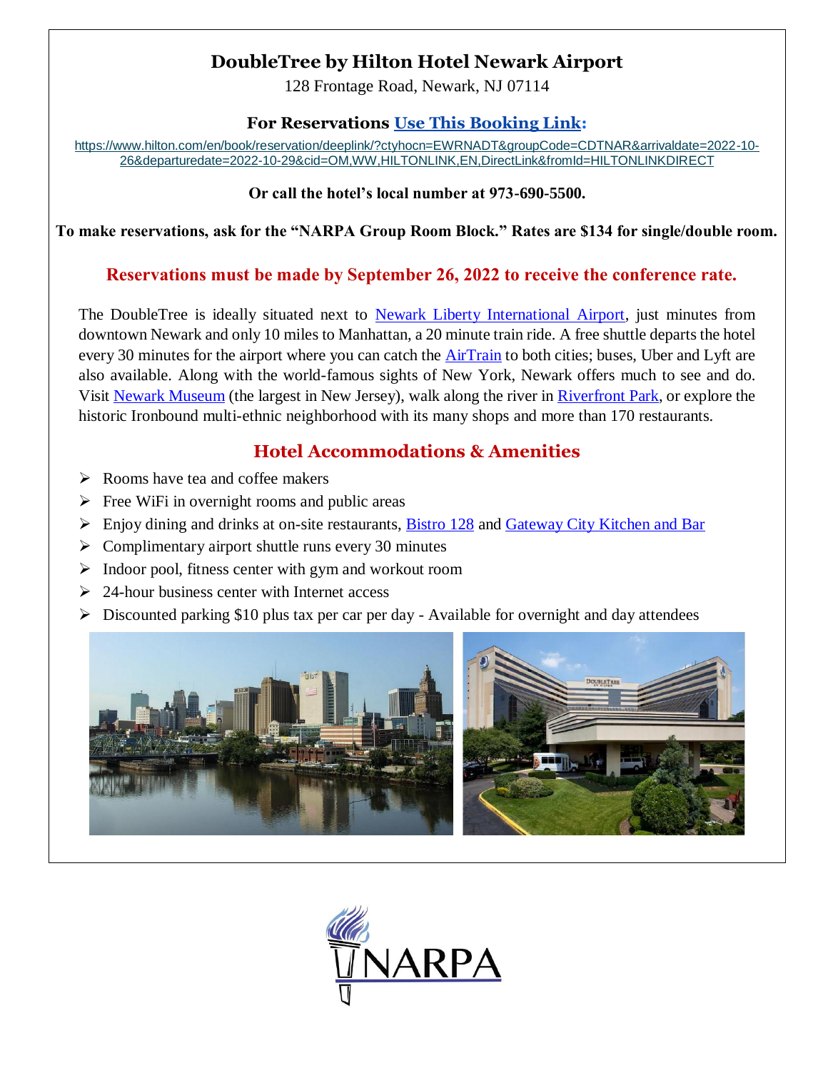# DoubleTree by Hilton Hotel Newark Airport

128 Frontage Road, Newark, NJ 07114

**For Reservations Use This Booking Link:**

https://www.hilton.com/en/book/reservation/deeplink/?ctyhocn=EWRNADT&groupCode=CDTNAR&arrivaldate=2022-10-26&departuredate=2022-10-29&cid=OM,WW,HILTONLINK,EN,DirectLink&fromId=HILTONLINKDIRECT

**Or call the hotel's local number at 973-690-5500.**

**To make reservations, ask for the "NARPA Group Room Block." Rates are $134 for single/double room.**

**Reservations must be made by September 26, 2022 to receive the conference rate.**

The DoubleTree is ideally situated next to Newark Liberty International Airport, just minutes from downtown Newark and only 10 miles to Manhattan, a 20 minute train ride. A free shuttle departs the hotel every 30 minutes for the airport where you can catch the AirTrain to both cities; buses, Uber and Lyft are also available. Along with the world-famous sights of New York, Newark offers much to see and do. Visit Newark Museum (the largest in New Jersey), walk along the river in Riverfront Park, or explore the historic Ironbound multi-ethnic neighborhood with its many shops and more than 170 restaurants.

## Hotel Accommodations & Amenities

- Rooms have tea and coffee makers
- Free WiFi in overnight rooms and public areas
- Enjoy dining and drinks at on-site restaurants, Bistro 128 and Gateway City Kitchen and Bar
- Complimentary airport shuttle runs every 30 minutes
- Indoor pool, fitness center with gym and workout room
- 24-hour business center with Internet access
- Discounted parking $10 plus tax per car per day - Available for overnight and day attendees

NARPA